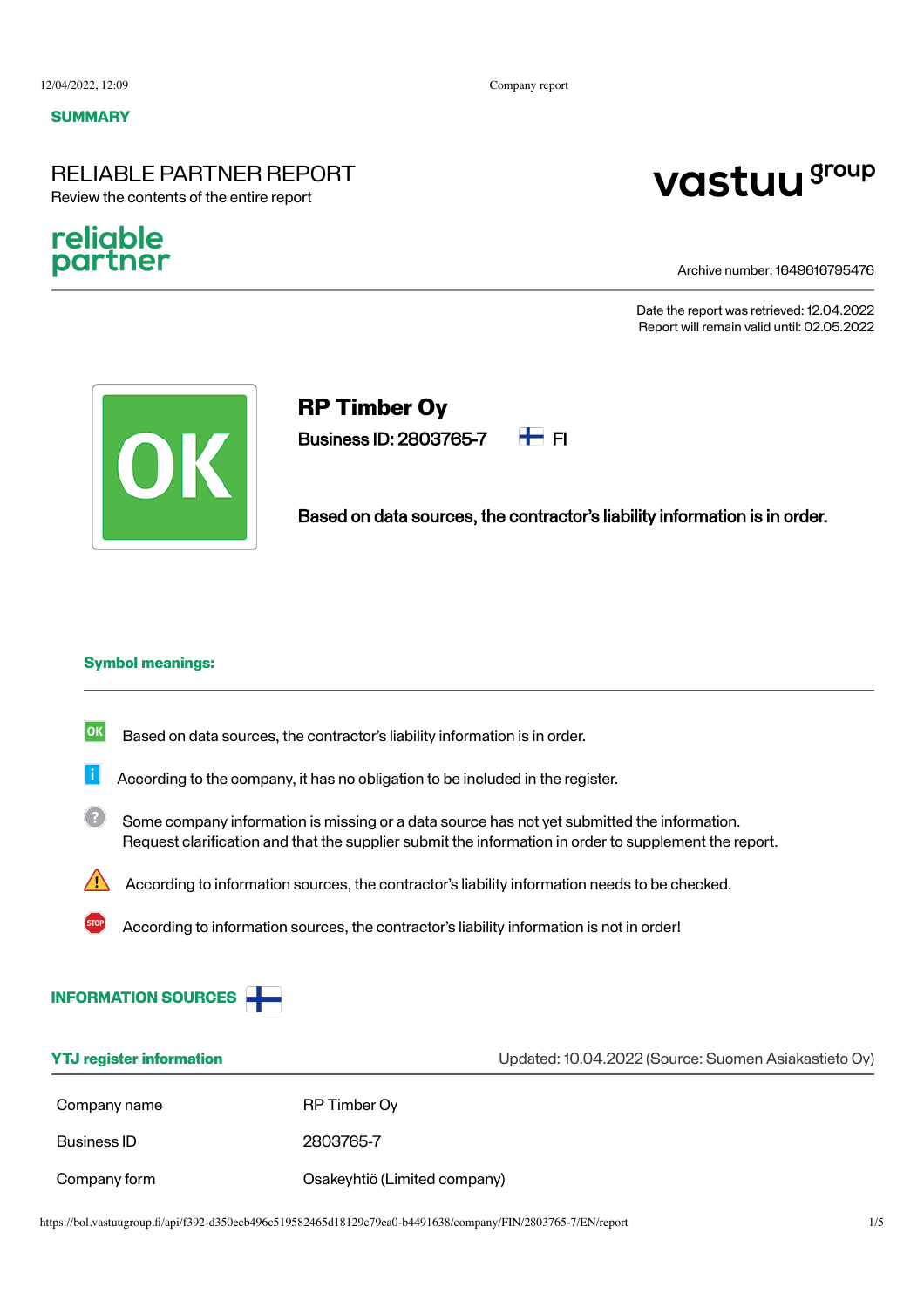**SUMMARY**

# RELIABLE PARTNER REPORT

Review the contents of the entire report

reliable partner

vastuu group

Archive number: 1649616795476

Date the report was retrieved: 12.04.2022
Report will remain valid until: 02.05.2022

OK

## RP Timber Oy

**Business ID: 2803765-7** FI

**Based on data sources, the contractor's liability information is in order.**

### Symbol meanings:

- OK — Based on data sources, the contractor's liability information is in order.
- i — According to the company, it has no obligation to be included in the register.
- ? — Some company information is missing or a data source has not yet submitted the information. Request clarification and that the supplier submit the information in order to supplement the report.
- ! — According to information sources, the contractor's liability information needs to be checked.
- STOP — According to information sources, the contractor's liability information is not in order!

## INFORMATION SOURCES

### YTJ register information

Updated: 10.04.2022 (Source: Suomen Asiakastieto Oy)

| | |
|---|---|
| Company name | RP Timber Oy |
| Business ID | 2803765-7 |
| Company form | Osakeyhtiö (Limited company) |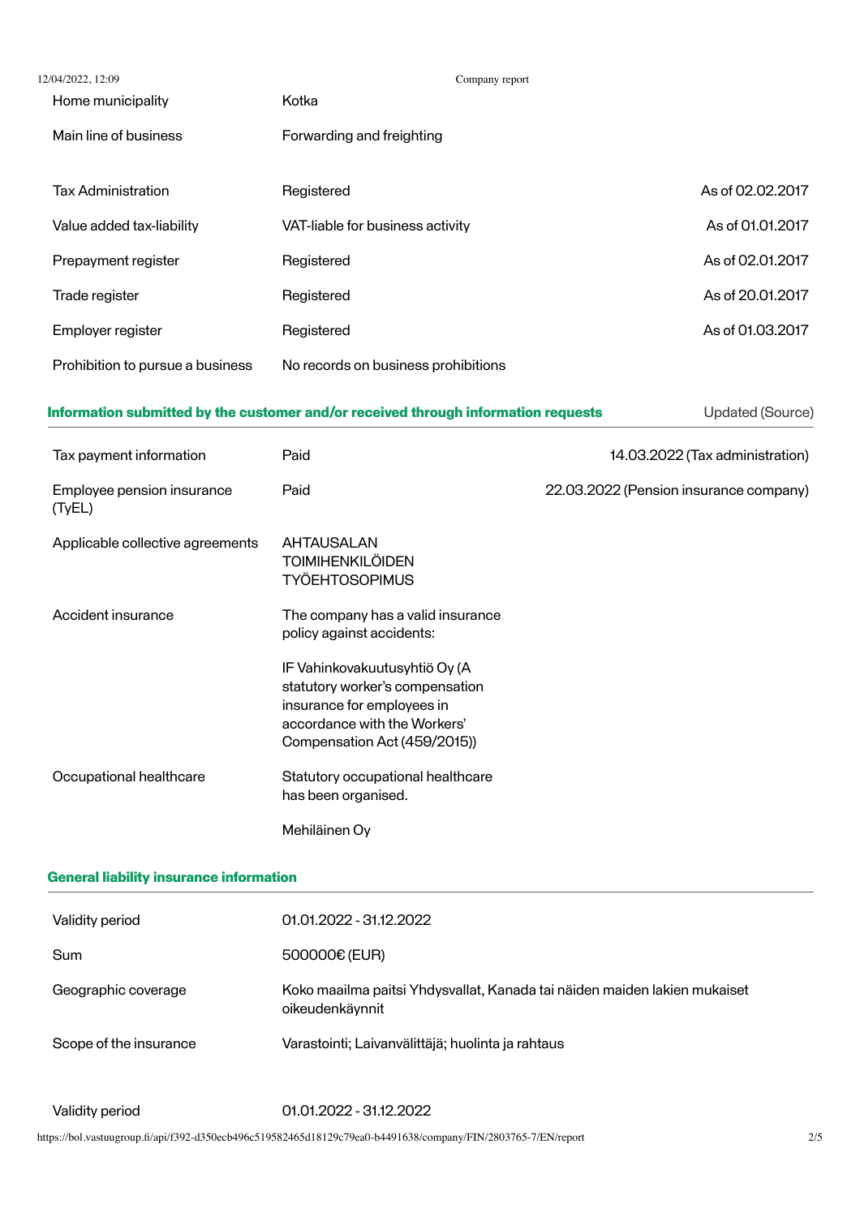| | | |
|---|---|---|
| Home municipality | Kotka | |
| Main line of business | Forwarding and freighting | |
| Tax Administration | Registered | As of 02.02.2017 |
| Value added tax-liability | VAT-liable for business activity | As of 01.01.2017 |
| Prepayment register | Registered | As of 02.01.2017 |
| Trade register | Registered | As of 20.01.2017 |
| Employer register | Registered | As of 01.03.2017 |
| Prohibition to pursue a business | No records on business prohibitions | |

## Information submitted by the customer and/or received through information requests

| | | Updated (Source) |
|---|---|---|
| Tax payment information | Paid | 14.03.2022 (Tax administration) |
| Employee pension insurance (TyEL) | Paid | 22.03.2022 (Pension insurance company) |
| Applicable collective agreements | AHTAUSALAN TOIMIHENKILÖIDEN TYÖEHTOSOPIMUS | |
| Accident insurance | The company has a valid insurance policy against accidents:<br><br>IF Vahinkovakuutusyhtiö Oy (A statutory worker's compensation insurance for employees in accordance with the Workers' Compensation Act (459/2015)) | |
| Occupational healthcare | Statutory occupational healthcare has been organised.<br><br>Mehiläinen Oy | |

## General liability insurance information

| | |
|---|---|
| Validity period | 01.01.2022 - 31.12.2022 |
| Sum | 500000€ (EUR) |
| Geographic coverage | Koko maailma paitsi Yhdysvallat, Kanada tai näiden maiden lakien mukaiset oikeudenkäynnit |
| Scope of the insurance | Varastointi; Laivanvälittäjä; huolinta ja rahtaus |
| Validity period | 01.01.2022 - 31.12.2022 |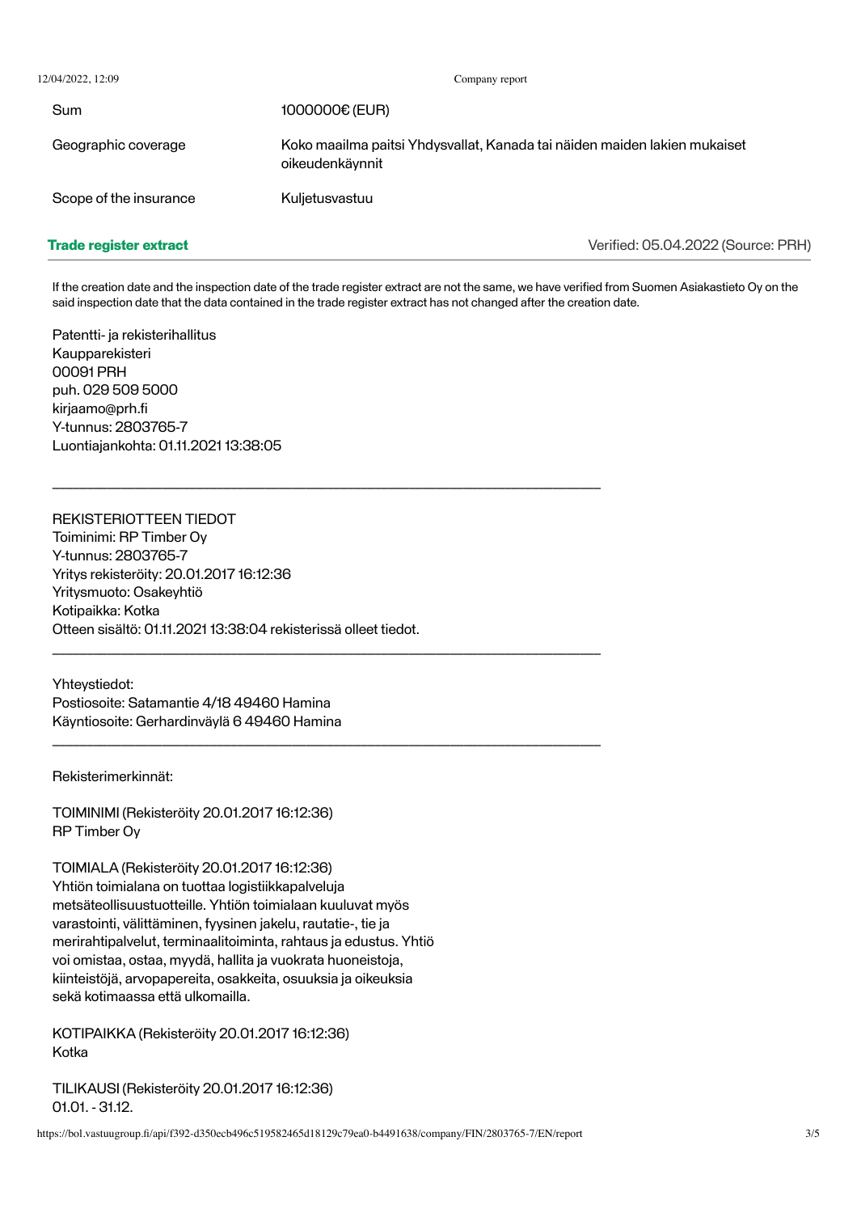| | |
|---|---|
| Sum | 1000000€ (EUR) |
| Geographic coverage | Koko maailma paitsi Yhdysvallat, Kanada tai näiden maiden lakien mukaiset oikeudenkäynnit |
| Scope of the insurance | Kuljetusvastuu |

**Trade register extract** Verified: 05.04.2022 (Source: PRH)

If the creation date and the inspection date of the trade register extract are not the same, we have verified from Suomen Asiakastieto Oy on the said inspection date that the data contained in the trade register extract has not changed after the creation date.

Patentti- ja rekisterihallitus
Kaupparekisteri
00091 PRH
puh. 029 509 5000
kirjaamo@prh.fi
Y-tunnus: 2803765-7
Luontiajankohta: 01.11.2021 13:38:05

---

REKISTERIOTTEEN TIEDOT
Toiminimi: RP Timber Oy
Y-tunnus: 2803765-7
Yritys rekisteröity: 20.01.2017 16:12:36
Yritysmuoto: Osakeyhtiö
Kotipaikka: Kotka
Otteen sisältö: 01.11.2021 13:38:04 rekisterissä olleet tiedot.

---

Yhteystiedot:
Postiosoite: Satamantie 4/18 49460 Hamina
Käyntiosoite: Gerhardinväylä 6 49460 Hamina

---

Rekisterimerkinnät:

TOIMINIMI (Rekisteröity 20.01.2017 16:12:36)
RP Timber Oy

TOIMIALA (Rekisteröity 20.01.2017 16:12:36)
Yhtiön toimialana on tuottaa logistiikkapalveluja metsäteollisuustuotteille. Yhtiön toimialaan kuuluvat myös varastointi, välittäminen, fyysinen jakelu, rautatie-, tie ja merirahtipalvelut, terminaalitoiminta, rahtaus ja edustus. Yhtiö voi omistaa, ostaa, myydä, hallita ja vuokrata huoneistoja, kiinteistöjä, arvopapereita, osakkeita, osuuksia ja oikeuksia sekä kotimaassa että ulkomailla.

KOTIPAIKKA (Rekisteröity 20.01.2017 16:12:36)
Kotka

TILIKAUSI (Rekisteröity 20.01.2017 16:12:36)
01.01. - 31.12.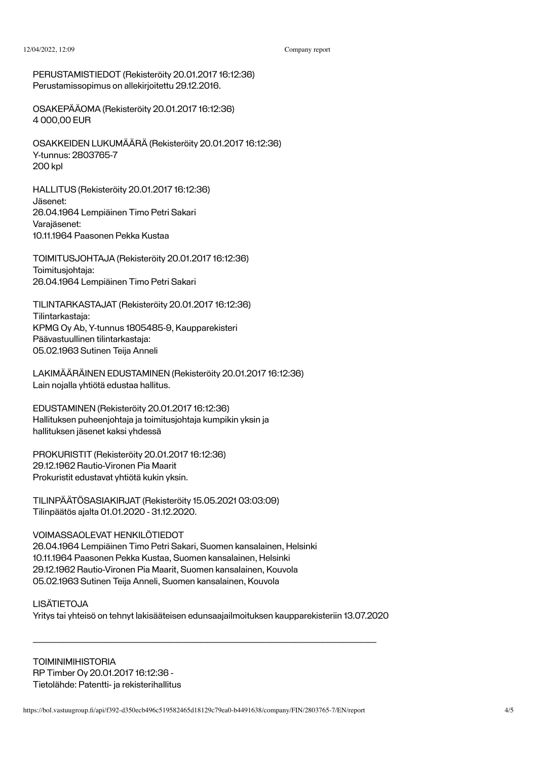PERUSTAMISTIEDOT (Rekisteröity 20.01.2017 16:12:36)
Perustamissopimus on allekirjoitettu 29.12.2016.

OSAKEPÄÄOMA (Rekisteröity 20.01.2017 16:12:36)
4 000,00 EUR

OSAKKEIDEN LUKUMÄÄRÄ (Rekisteröity 20.01.2017 16:12:36)
Y-tunnus: 2803765-7
200 kpl

HALLITUS (Rekisteröity 20.01.2017 16:12:36)
Jäsenet:
26.04.1964 Lempiäinen Timo Petri Sakari
Varajäsenet:
10.11.1964 Paasonen Pekka Kustaa

TOIMITUSJOHTAJA (Rekisteröity 20.01.2017 16:12:36)
Toimitusjohtaja:
26.04.1964 Lempiäinen Timo Petri Sakari

TILINTARKASTAJAT (Rekisteröity 20.01.2017 16:12:36)
Tilintarkastaja:
KPMG Oy Ab, Y-tunnus 1805485-9, Kaupparekisteri
Päävastuullinen tilintarkastaja:
05.02.1963 Sutinen Teija Anneli

LAKIMÄÄRÄINEN EDUSTAMINEN (Rekisteröity 20.01.2017 16:12:36)
Lain nojalla yhtiötä edustaa hallitus.

EDUSTAMINEN (Rekisteröity 20.01.2017 16:12:36)
Hallituksen puheenjohtaja ja toimitusjohtaja kumpikin yksin ja
hallituksen jäsenet kaksi yhdessä

PROKURISTIT (Rekisteröity 20.01.2017 16:12:36)
29.12.1962 Rautio-Vironen Pia Maarit
Prokuristit edustavat yhtiötä kukin yksin.

TILINPÄÄTÖSASIAKIRJAT (Rekisteröity 15.05.2021 03:03:09)
Tilinpäätös ajalta 01.01.2020 - 31.12.2020.

VOIMASSAOLEVAT HENKILÖTIEDOT
26.04.1964 Lempiäinen Timo Petri Sakari, Suomen kansalainen, Helsinki
10.11.1964 Paasonen Pekka Kustaa, Suomen kansalainen, Helsinki
29.12.1962 Rautio-Vironen Pia Maarit, Suomen kansalainen, Kouvola
05.02.1963 Sutinen Teija Anneli, Suomen kansalainen, Kouvola

LISÄTIETOJA
Yritys tai yhteisö on tehnyt lakisääteisen edunsaajailmoituksen kaupparekisteriin 13.07.2020

---

TOIMINIMIHISTORIA
RP Timber Oy 20.01.2017 16:12:36 -
Tietolähde: Patentti- ja rekisterihallitus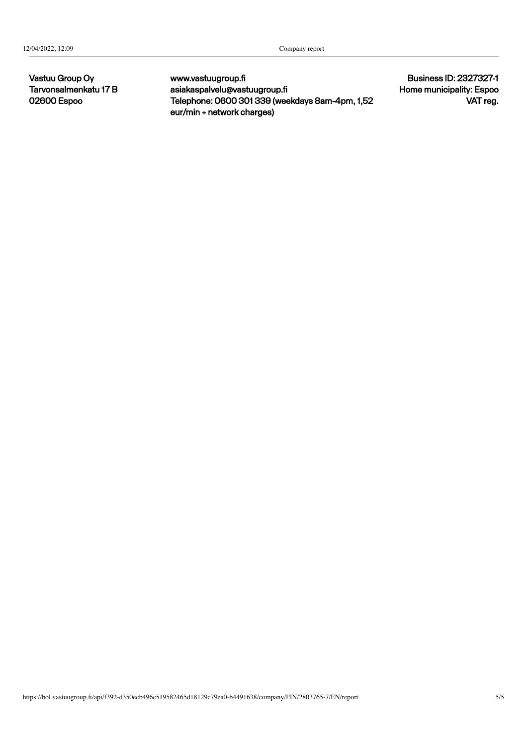Vastuu Group Oy
Tarvonsalmenkatu 17 B
02600 Espoo

www.vastuugroup.fi
asiakaspalvelu@vastuugroup.fi
Telephone: 0600 301 339 (weekdays 8am-4pm, 1,52 eur/min + network charges)

Business ID: 2327327-1
Home municipality: Espoo
VAT reg.